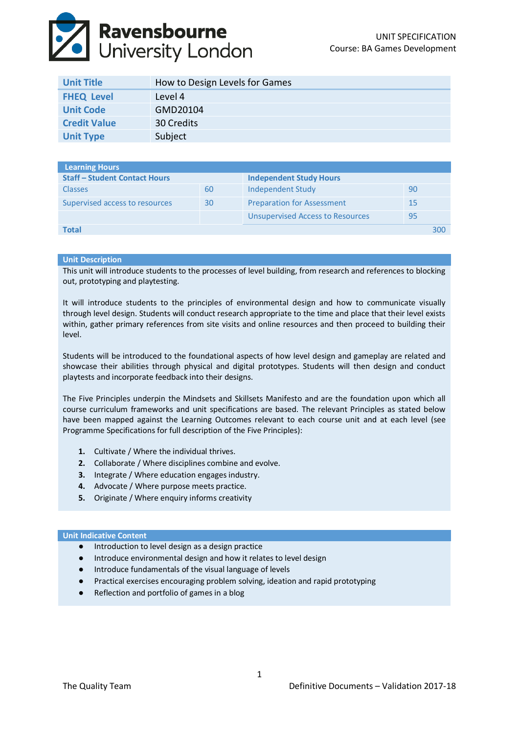Ravensbourne University London

UNIT SPECIFICATION
Course: BA Games Development

| Unit Title | How to Design Levels for Games |
|---|---|
| FHEQ Level | Level 4 |
| Unit Code | GMD20104 |
| Credit Value | 30 Credits |
| Unit Type | Subject |

| Learning Hours | | | |
|---|---|---|---|
| **Staff – Student Contact Hours** | | **Independent Study Hours** | |
| Classes | 60 | Independent Study | 90 |
| Supervised access to resources | 30 | Preparation for Assessment | 15 |
| | | Unsupervised Access to Resources | 95 |
| **Total** | | | 300 |

## Unit Description

This unit will introduce students to the processes of level building, from research and references to blocking out, prototyping and playtesting.

It will introduce students to the principles of environmental design and how to communicate visually through level design. Students will conduct research appropriate to the time and place that their level exists within, gather primary references from site visits and online resources and then proceed to building their level.

Students will be introduced to the foundational aspects of how level design and gameplay are related and showcase their abilities through physical and digital prototypes. Students will then design and conduct playtests and incorporate feedback into their designs.

The Five Principles underpin the Mindsets and Skillsets Manifesto and are the foundation upon which all course curriculum frameworks and unit specifications are based. The relevant Principles as stated below have been mapped against the Learning Outcomes relevant to each course unit and at each level (see Programme Specifications for full description of the Five Principles):

1. Cultivate / Where the individual thrives.
2. Collaborate / Where disciplines combine and evolve.
3. Integrate / Where education engages industry.
4. Advocate / Where purpose meets practice.
5. Originate / Where enquiry informs creativity

## Unit Indicative Content

- Introduction to level design as a design practice
- Introduce environmental design and how it relates to level design
- Introduce fundamentals of the visual language of levels
- Practical exercises encouraging problem solving, ideation and rapid prototyping
- Reflection and portfolio of games in a blog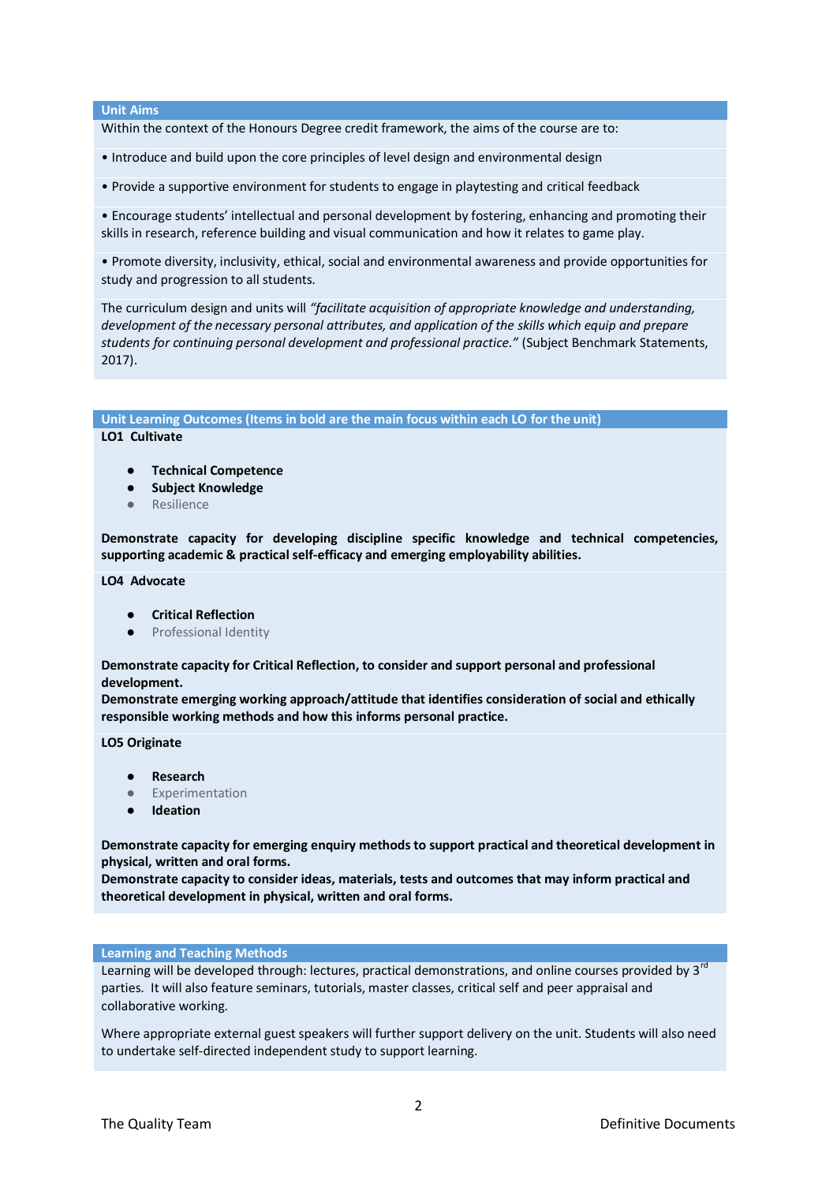## Unit Aims

Within the context of the Honours Degree credit framework, the aims of the course are to:

- Introduce and build upon the core principles of level design and environmental design
- Provide a supportive environment for students to engage in playtesting and critical feedback
- Encourage students' intellectual and personal development by fostering, enhancing and promoting their skills in research, reference building and visual communication and how it relates to game play.
- Promote diversity, inclusivity, ethical, social and environmental awareness and provide opportunities for study and progression to all students.

The curriculum design and units will *"facilitate acquisition of appropriate knowledge and understanding, development of the necessary personal attributes, and application of the skills which equip and prepare students for continuing personal development and professional practice."* (Subject Benchmark Statements, 2017).

## Unit Learning Outcomes (Items in bold are the main focus within each LO for the unit)

**LO1 Cultivate**

- **Technical Competence**
- **Subject Knowledge**
- Resilience

**Demonstrate capacity for developing discipline specific knowledge and technical competencies, supporting academic & practical self-efficacy and emerging employability abilities.**

**LO4 Advocate**

- **Critical Reflection**
- Professional Identity

**Demonstrate capacity for Critical Reflection, to consider and support personal and professional development.**
**Demonstrate emerging working approach/attitude that identifies consideration of social and ethically responsible working methods and how this informs personal practice.**

**LO5 Originate**

- **Research**
- Experimentation
- **Ideation**

**Demonstrate capacity for emerging enquiry methods to support practical and theoretical development in physical, written and oral forms.**
**Demonstrate capacity to consider ideas, materials, tests and outcomes that may inform practical and theoretical development in physical, written and oral forms.**

## Learning and Teaching Methods

Learning will be developed through: lectures, practical demonstrations, and online courses provided by 3rd parties. It will also feature seminars, tutorials, master classes, critical self and peer appraisal and collaborative working.

Where appropriate external guest speakers will further support delivery on the unit. Students will also need to undertake self-directed independent study to support learning.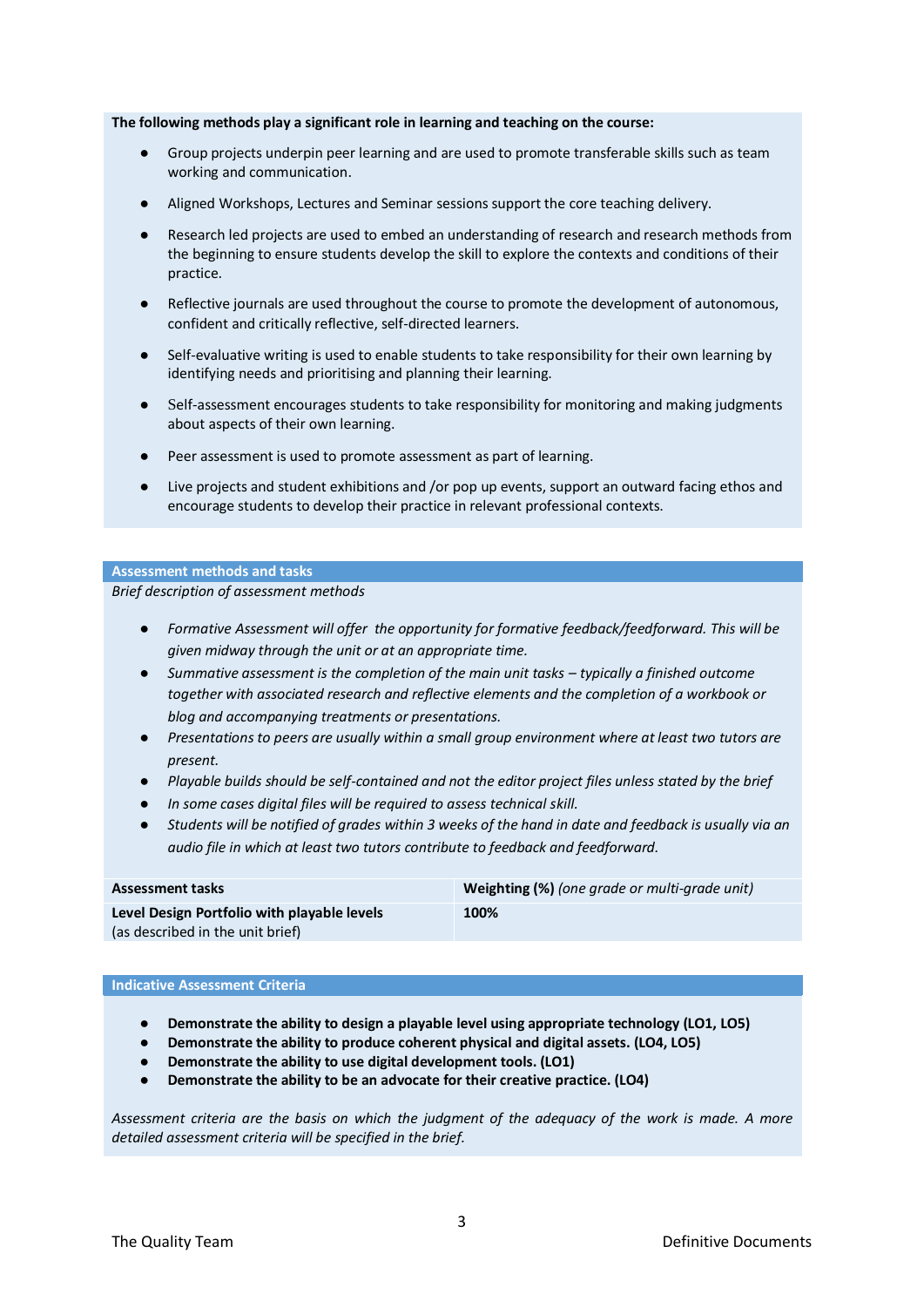**The following methods play a significant role in learning and teaching on the course:**

- Group projects underpin peer learning and are used to promote transferable skills such as team working and communication.
- Aligned Workshops, Lectures and Seminar sessions support the core teaching delivery.
- Research led projects are used to embed an understanding of research and research methods from the beginning to ensure students develop the skill to explore the contexts and conditions of their practice.
- Reflective journals are used throughout the course to promote the development of autonomous, confident and critically reflective, self-directed learners.
- Self-evaluative writing is used to enable students to take responsibility for their own learning by identifying needs and prioritising and planning their learning.
- Self-assessment encourages students to take responsibility for monitoring and making judgments about aspects of their own learning.
- Peer assessment is used to promote assessment as part of learning.
- Live projects and student exhibitions and /or pop up events, support an outward facing ethos and encourage students to develop their practice in relevant professional contexts.

## Assessment methods and tasks

*Brief description of assessment methods*

- *Formative Assessment will offer the opportunity for formative feedback/feedforward. This will be given midway through the unit or at an appropriate time.*
- *Summative assessment is the completion of the main unit tasks – typically a finished outcome together with associated research and reflective elements and the completion of a workbook or blog and accompanying treatments or presentations.*
- *Presentations to peers are usually within a small group environment where at least two tutors are present.*
- *Playable builds should be self-contained and not the editor project files unless stated by the brief*
- *In some cases digital files will be required to assess technical skill.*
- *Students will be notified of grades within 3 weeks of the hand in date and feedback is usually via an audio file in which at least two tutors contribute to feedback and feedforward.*

| **Assessment tasks** | **Weighting (%)** *(one grade or multi-grade unit)* |
|---|---|
| **Level Design Portfolio with playable levels** (as described in the unit brief) | **100%** |

## Indicative Assessment Criteria

- **Demonstrate the ability to design a playable level using appropriate technology (LO1, LO5)**
- **Demonstrate the ability to produce coherent physical and digital assets. (LO4, LO5)**
- **Demonstrate the ability to use digital development tools. (LO1)**
- **Demonstrate the ability to be an advocate for their creative practice. (LO4)**

*Assessment criteria are the basis on which the judgment of the adequacy of the work is made. A more detailed assessment criteria will be specified in the brief.*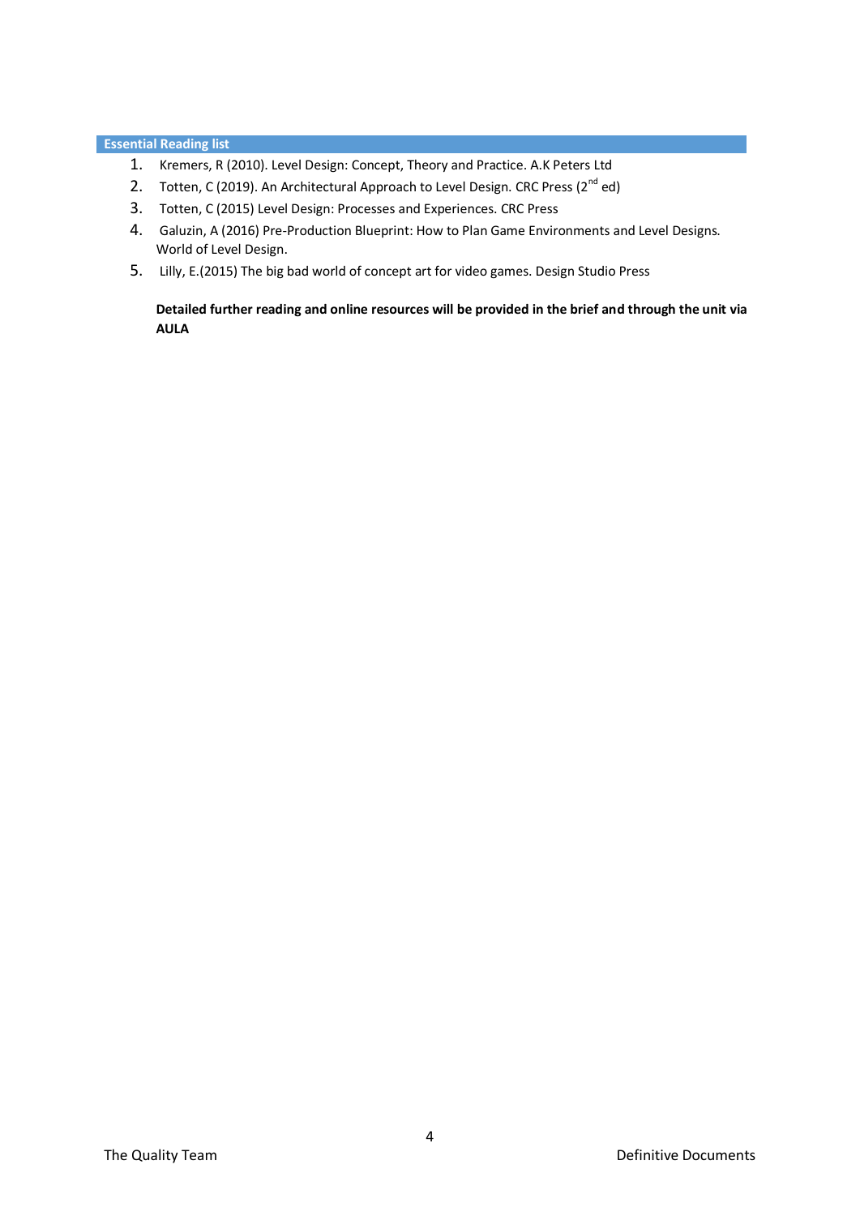## Essential Reading list

1. Kremers, R (2010). Level Design: Concept, Theory and Practice. A.K Peters Ltd
2. Totten, C (2019). An Architectural Approach to Level Design. CRC Press (2nd ed)
3. Totten, C (2015) Level Design: Processes and Experiences. CRC Press
4. Galuzin, A (2016) Pre-Production Blueprint: How to Plan Game Environments and Level Designs. World of Level Design.
5. Lilly, E.(2015) The big bad world of concept art for video games. Design Studio Press

**Detailed further reading and online resources will be provided in the brief and through the unit via AULA**